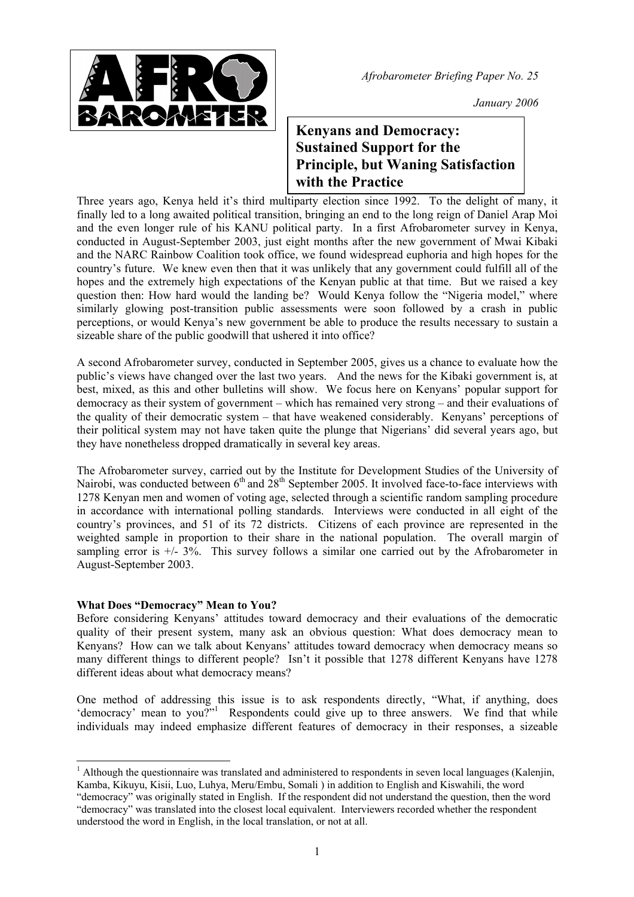*Afrobarometer Briefing Paper No. 25*

*January 2006*

# Kenyans and Democracy: Sustained Support for the Principle, but Waning Satisfaction with the Practice

Three years ago, Kenya held it's third multiparty election since 1992. To the delight of many, it finally led to a long awaited political transition, bringing an end to the long reign of Daniel Arap Moi and the even longer rule of his KANU political party. In a first Afrobarometer survey in Kenya, conducted in August-September 2003, just eight months after the new government of Mwai Kibaki and the NARC Rainbow Coalition took office, we found widespread euphoria and high hopes for the country's future. We knew even then that it was unlikely that any government could fulfill all of the hopes and the extremely high expectations of the Kenyan public at that time. But we raised a key question then: How hard would the landing be? Would Kenya follow the "Nigeria model," where similarly glowing post-transition public assessments were soon followed by a crash in public perceptions, or would Kenya's new government be able to produce the results necessary to sustain a sizeable share of the public goodwill that ushered it into office?

A second Afrobarometer survey, conducted in September 2005, gives us a chance to evaluate how the public's views have changed over the last two years. And the news for the Kibaki government is, at best, mixed, as this and other bulletins will show. We focus here on Kenyans' popular support for democracy as their system of government – which has remained very strong – and their evaluations of the quality of their democratic system – that have weakened considerably. Kenyans' perceptions of their political system may not have taken quite the plunge that Nigerians' did several years ago, but they have nonetheless dropped dramatically in several key areas.

The Afrobarometer survey, carried out by the Institute for Development Studies of the University of Nairobi, was conducted between 6th and 28th September 2005. It involved face-to-face interviews with 1278 Kenyan men and women of voting age, selected through a scientific random sampling procedure in accordance with international polling standards. Interviews were conducted in all eight of the country's provinces, and 51 of its 72 districts. Citizens of each province are represented in the weighted sample in proportion to their share in the national population. The overall margin of sampling error is +/- 3%. This survey follows a similar one carried out by the Afrobarometer in August-September 2003.

### What Does "Democracy" Mean to You?

Before considering Kenyans' attitudes toward democracy and their evaluations of the democratic quality of their present system, many ask an obvious question: What does democracy mean to Kenyans? How can we talk about Kenyans' attitudes toward democracy when democracy means so many different things to different people? Isn't it possible that 1278 different Kenyans have 1278 different ideas about what democracy means?

One method of addressing this issue is to ask respondents directly, "What, if anything, does 'democracy' mean to you?"[1] Respondents could give up to three answers. We find that while individuals may indeed emphasize different features of democracy in their responses, a sizeable

[1] Although the questionnaire was translated and administered to respondents in seven local languages (Kalenjin, Kamba, Kikuyu, Kisii, Luo, Luhya, Meru/Embu, Somali ) in addition to English and Kiswahili, the word "democracy" was originally stated in English. If the respondent did not understand the question, then the word "democracy" was translated into the closest local equivalent. Interviewers recorded whether the respondent understood the word in English, in the local translation, or not at all.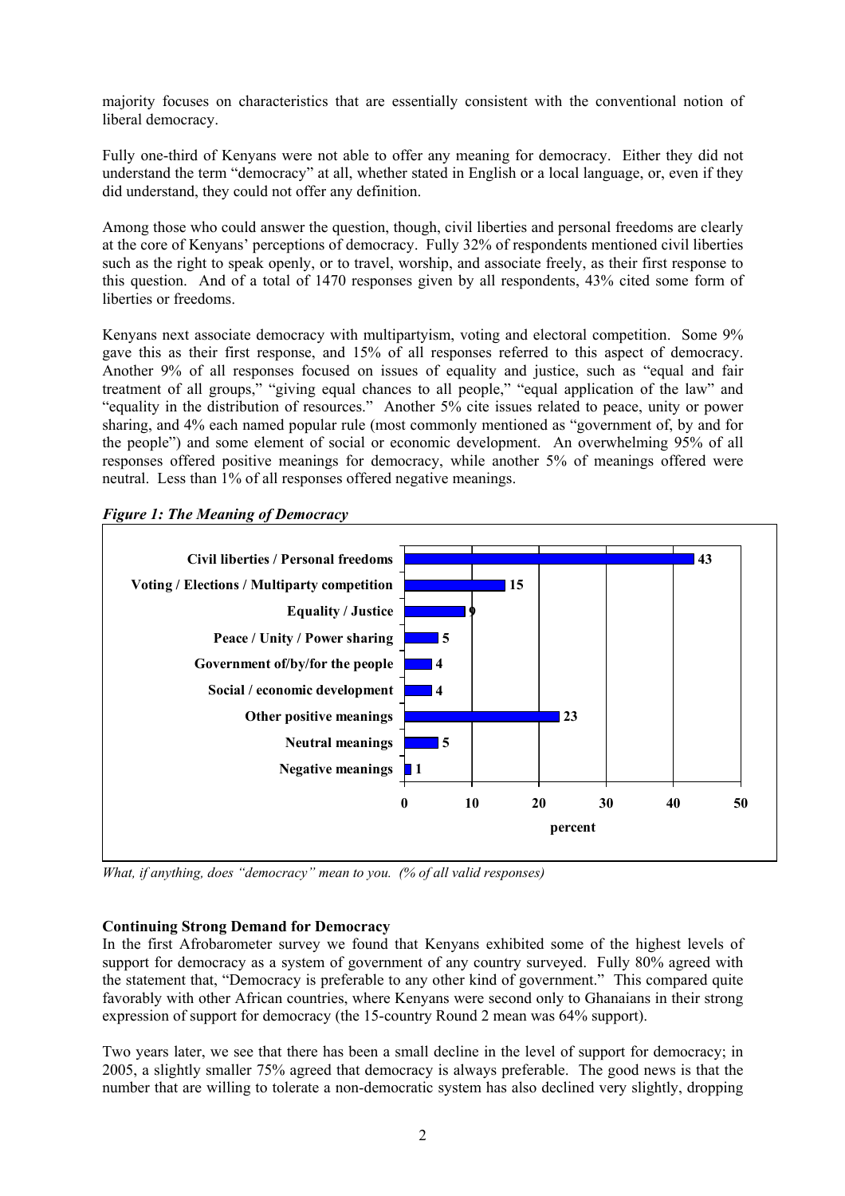majority focuses on characteristics that are essentially consistent with the conventional notion of liberal democracy.

Fully one-third of Kenyans were not able to offer any meaning for democracy. Either they did not understand the term "democracy" at all, whether stated in English or a local language, or, even if they did understand, they could not offer any definition.

Among those who could answer the question, though, civil liberties and personal freedoms are clearly at the core of Kenyans' perceptions of democracy. Fully 32% of respondents mentioned civil liberties such as the right to speak openly, or to travel, worship, and associate freely, as their first response to this question. And of a total of 1470 responses given by all respondents, 43% cited some form of liberties or freedoms.

Kenyans next associate democracy with multipartyism, voting and electoral competition. Some 9% gave this as their first response, and 15% of all responses referred to this aspect of democracy. Another 9% of all responses focused on issues of equality and justice, such as "equal and fair treatment of all groups," "giving equal chances to all people," "equal application of the law" and "equality in the distribution of resources." Another 5% cite issues related to peace, unity or power sharing, and 4% each named popular rule (most commonly mentioned as "government of, by and for the people") and some element of social or economic development. An overwhelming 95% of all responses offered positive meanings for democracy, while another 5% of meanings offered were neutral. Less than 1% of all responses offered negative meanings.

***Figure 1: The Meaning of Democracy***

| Meaning | percent |
|---|---|
| Civil liberties / Personal freedoms | 43 |
| Voting / Elections / Multiparty competition | 15 |
| Equality / Justice | 9 |
| Peace / Unity / Power sharing | 5 |
| Government of/by/for the people | 4 |
| Social / economic development | 4 |
| Other positive meanings | 23 |
| Neutral meanings | 5 |
| Negative meanings | 1 |

*What, if anything, does "democracy" mean to you. (% of all valid responses)*

**Continuing Strong Demand for Democracy**

In the first Afrobarometer survey we found that Kenyans exhibited some of the highest levels of support for democracy as a system of government of any country surveyed. Fully 80% agreed with the statement that, "Democracy is preferable to any other kind of government." This compared quite favorably with other African countries, where Kenyans were second only to Ghanaians in their strong expression of support for democracy (the 15-country Round 2 mean was 64% support).

Two years later, we see that there has been a small decline in the level of support for democracy; in 2005, a slightly smaller 75% agreed that democracy is always preferable. The good news is that the number that are willing to tolerate a non-democratic system has also declined very slightly, dropping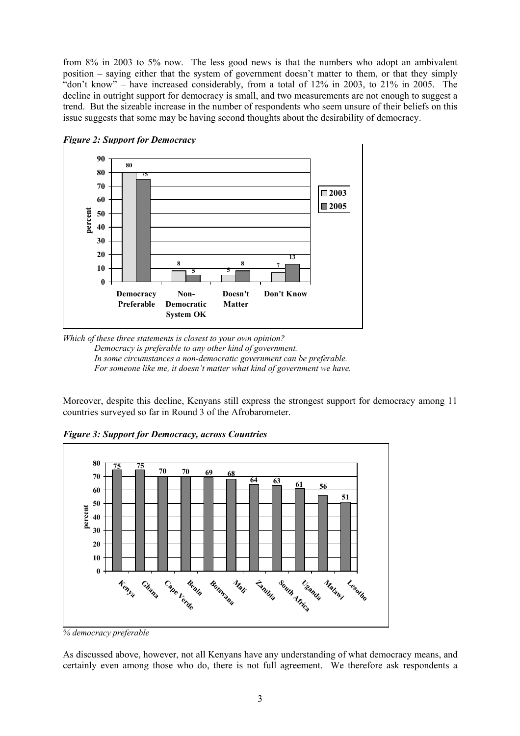from 8% in 2003 to 5% now. The less good news is that the numbers who adopt an ambivalent position – saying either that the system of government doesn't matter to them, or that they simply "don't know" – have increased considerably, from a total of 12% in 2003, to 21% in 2005. The decline in outright support for democracy is small, and two measurements are not enough to suggest a trend. But the sizeable increase in the number of respondents who seem unsure of their beliefs on this issue suggests that some may be having second thoughts about the desirability of democracy.

***Figure 2: Support for Democracy***

| | 2003 | 2005 |
|---|---|---|
| Democracy Preferable | 80 | 75 |
| Non-Democratic System OK | 8 | 5 |
| Doesn't Matter | 5 | 8 |
| Don't Know | 7 | 13 |

*Which of these three statements is closest to your own opinion?*
*Democracy is preferable to any other kind of government.*
*In some circumstances a non-democratic government can be preferable.*
*For someone like me, it doesn't matter what kind of government we have.*

Moreover, despite this decline, Kenyans still express the strongest support for democracy among 11 countries surveyed so far in Round 3 of the Afrobarometer.

***Figure 3: Support for Democracy, across Countries***

| Country | percent |
|---|---|
| Kenya | 75 |
| Ghana | 75 |
| Cape Verde | 70 |
| Benin | 70 |
| Botswana | 69 |
| Mali | 68 |
| Zambia | 64 |
| South Africa | 63 |
| Uganda | 61 |
| Malawi | 56 |
| Lesotho | 51 |

*% democracy preferable*

As discussed above, however, not all Kenyans have any understanding of what democracy means, and certainly even among those who do, there is not full agreement. We therefore ask respondents a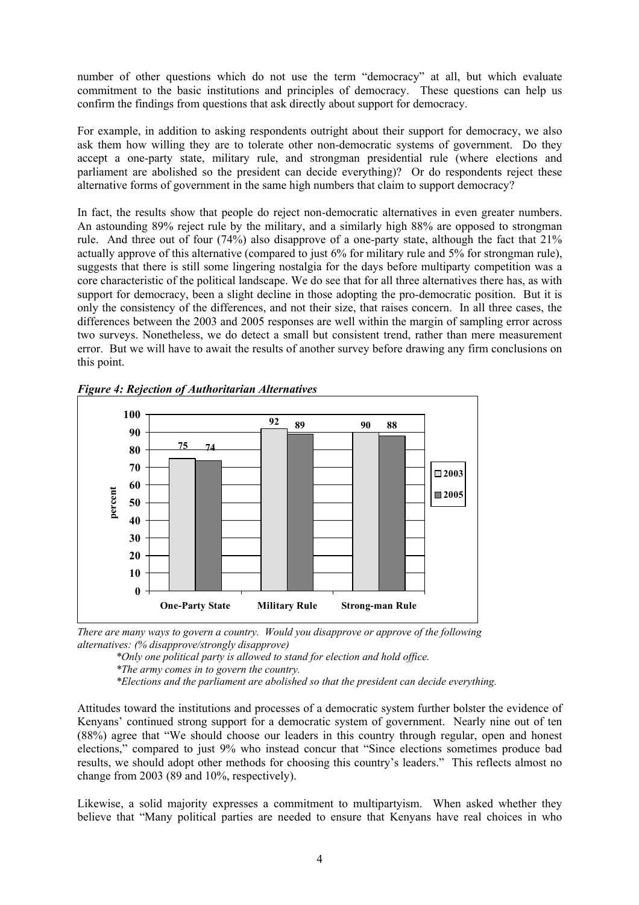number of other questions which do not use the term "democracy" at all, but which evaluate commitment to the basic institutions and principles of democracy. These questions can help us confirm the findings from questions that ask directly about support for democracy.

For example, in addition to asking respondents outright about their support for democracy, we also ask them how willing they are to tolerate other non-democratic systems of government. Do they accept a one-party state, military rule, and strongman presidential rule (where elections and parliament are abolished so the president can decide everything)? Or do respondents reject these alternative forms of government in the same high numbers that claim to support democracy?

In fact, the results show that people do reject non-democratic alternatives in even greater numbers. An astounding 89% reject rule by the military, and a similarly high 88% are opposed to strongman rule. And three out of four (74%) also disapprove of a one-party state, although the fact that 21% actually approve of this alternative (compared to just 6% for military rule and 5% for strongman rule), suggests that there is still some lingering nostalgia for the days before multiparty competition was a core characteristic of the political landscape. We do see that for all three alternatives there has, as with support for democracy, been a slight decline in those adopting the pro-democratic position. But it is only the consistency of the differences, and not their size, that raises concern. In all three cases, the differences between the 2003 and 2005 responses are well within the margin of sampling error across two surveys. Nonetheless, we do detect a small but consistent trend, rather than mere measurement error. But we will have to await the results of another survey before drawing any firm conclusions on this point.

***Figure 4: Rejection of Authoritarian Alternatives***

| | 2003 | 2005 |
|---|---|---|
| One-Party State | 75 | 74 |
| Military Rule | 92 | 89 |
| Strong-man Rule | 90 | 88 |

*There are many ways to govern a country. Would you disapprove or approve of the following alternatives: (% disapprove/strongly disapprove)*

*\*Only one political party is allowed to stand for election and hold office.*

*\*The army comes in to govern the country.*

*\*Elections and the parliament are abolished so that the president can decide everything.*

Attitudes toward the institutions and processes of a democratic system further bolster the evidence of Kenyans' continued strong support for a democratic system of government. Nearly nine out of ten (88%) agree that "We should choose our leaders in this country through regular, open and honest elections," compared to just 9% who instead concur that "Since elections sometimes produce bad results, we should adopt other methods for choosing this country's leaders." This reflects almost no change from 2003 (89 and 10%, respectively).

Likewise, a solid majority expresses a commitment to multipartyism. When asked whether they believe that "Many political parties are needed to ensure that Kenyans have real choices in who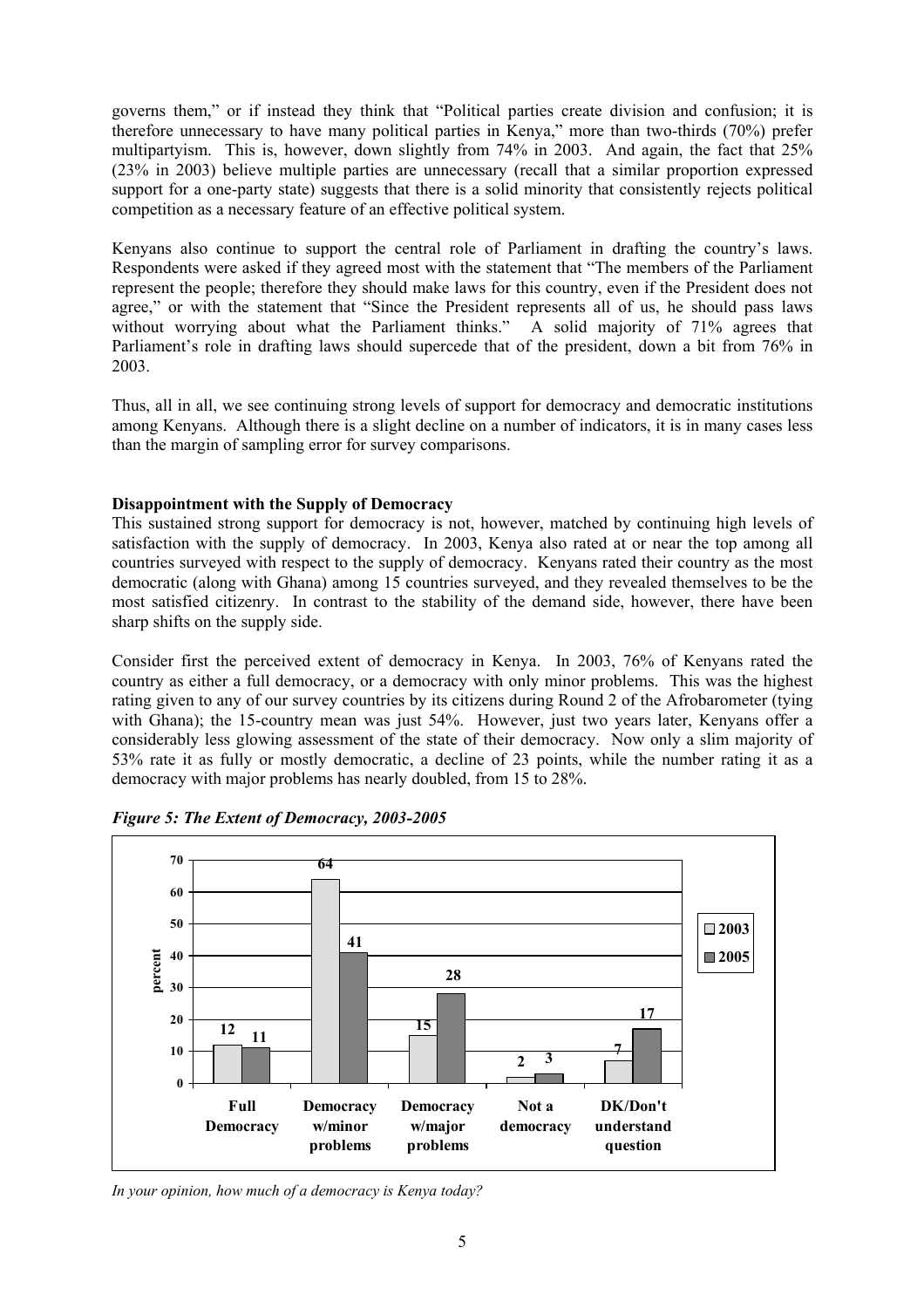governs them," or if instead they think that "Political parties create division and confusion; it is therefore unnecessary to have many political parties in Kenya," more than two-thirds (70%) prefer multipartyism. This is, however, down slightly from 74% in 2003. And again, the fact that 25% (23% in 2003) believe multiple parties are unnecessary (recall that a similar proportion expressed support for a one-party state) suggests that there is a solid minority that consistently rejects political competition as a necessary feature of an effective political system.

Kenyans also continue to support the central role of Parliament in drafting the country's laws. Respondents were asked if they agreed most with the statement that "The members of the Parliament represent the people; therefore they should make laws for this country, even if the President does not agree," or with the statement that "Since the President represents all of us, he should pass laws without worrying about what the Parliament thinks." A solid majority of 71% agrees that Parliament's role in drafting laws should supercede that of the president, down a bit from 76% in 2003.

Thus, all in all, we see continuing strong levels of support for democracy and democratic institutions among Kenyans. Although there is a slight decline on a number of indicators, it is in many cases less than the margin of sampling error for survey comparisons.

**Disappointment with the Supply of Democracy**

This sustained strong support for democracy is not, however, matched by continuing high levels of satisfaction with the supply of democracy. In 2003, Kenya also rated at or near the top among all countries surveyed with respect to the supply of democracy. Kenyans rated their country as the most democratic (along with Ghana) among 15 countries surveyed, and they revealed themselves to be the most satisfied citizenry. In contrast to the stability of the demand side, however, there have been sharp shifts on the supply side.

Consider first the perceived extent of democracy in Kenya. In 2003, 76% of Kenyans rated the country as either a full democracy, or a democracy with only minor problems. This was the highest rating given to any of our survey countries by its citizens during Round 2 of the Afrobarometer (tying with Ghana); the 15-country mean was just 54%. However, just two years later, Kenyans offer a considerably less glowing assessment of the state of their democracy. Now only a slim majority of 53% rate it as fully or mostly democratic, a decline of 23 points, while the number rating it as a democracy with major problems has nearly doubled, from 15 to 28%.

*Figure 5: The Extent of Democracy, 2003-2005*

| percent | Full Democracy | Democracy w/minor problems | Democracy w/major problems | Not a democracy | DK/Don't understand question |
|---|---|---|---|---|---|
| 2003 | 12 | 64 | 15 | 2 | 7 |
| 2005 | 11 | 41 | 28 | 3 | 17 |

*In your opinion, how much of a democracy is Kenya today?*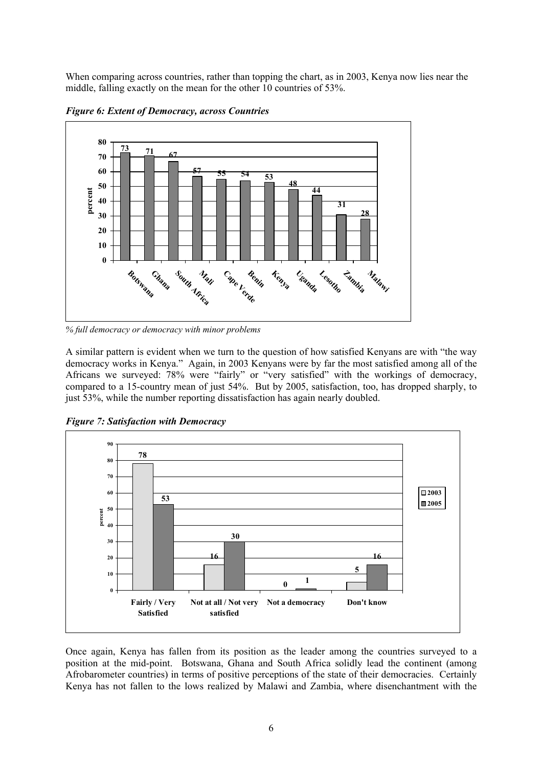When comparing across countries, rather than topping the chart, as in 2003, Kenya now lies near the middle, falling exactly on the mean for the other 10 countries of 53%.

*Figure 6: Extent of Democracy, across Countries*

| Country | percent |
|---|---|
| Botswana | 73 |
| Ghana | 71 |
| South Africa | 67 |
| Mali | 57 |
| Cape Verde | 55 |
| Benin | 54 |
| Kenya | 53 |
| Uganda | 48 |
| Lesotho | 44 |
| Zambia | 31 |
| Malawi | 28 |

*% full democracy or democracy with minor problems*

A similar pattern is evident when we turn to the question of how satisfied Kenyans are with "the way democracy works in Kenya." Again, in 2003 Kenyans were by far the most satisfied among all of the Africans we surveyed: 78% were "fairly" or "very satisfied" with the workings of democracy, compared to a 15-country mean of just 54%. But by 2005, satisfaction, too, has dropped sharply, to just 53%, while the number reporting dissatisfaction has again nearly doubled.

*Figure 7: Satisfaction with Democracy*

| | 2003 | 2005 |
|---|---|---|
| Fairly / Very Satisfied | 78 | 53 |
| Not at all / Not very satisfied | 16 | 30 |
| Not a democracy | 0 | 1 |
| Don't know | 5 | 16 |

Once again, Kenya has fallen from its position as the leader among the countries surveyed to a position at the mid-point. Botswana, Ghana and South Africa solidly lead the continent (among Afrobarometer countries) in terms of positive perceptions of the state of their democracies. Certainly Kenya has not fallen to the lows realized by Malawi and Zambia, where disenchantment with the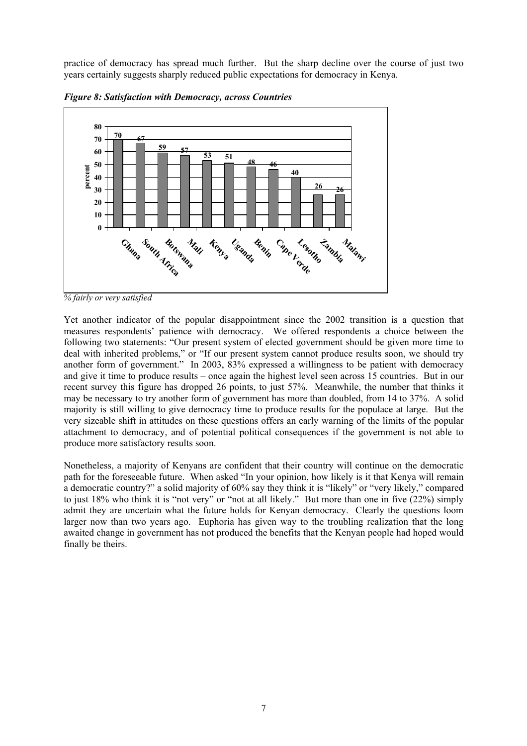practice of democracy has spread much further. But the sharp decline over the course of just two years certainly suggests sharply reduced public expectations for democracy in Kenya.

***Figure 8: Satisfaction with Democracy, across Countries***

| Country | percent |
|---|---|
| Ghana | 70 |
| South Africa | 67 |
| Botswana | 59 |
| Mali | 57 |
| Kenya | 53 |
| Uganda | 51 |
| Benin | 48 |
| Cape Verde | 46 |
| Lesotho | 40 |
| Zambia | 26 |
| Malawi | 26 |

*% fairly or very satisfied*

Yet another indicator of the popular disappointment since the 2002 transition is a question that measures respondents' patience with democracy. We offered respondents a choice between the following two statements: "Our present system of elected government should be given more time to deal with inherited problems," or "If our present system cannot produce results soon, we should try another form of government." In 2003, 83% expressed a willingness to be patient with democracy and give it time to produce results – once again the highest level seen across 15 countries. But in our recent survey this figure has dropped 26 points, to just 57%. Meanwhile, the number that thinks it may be necessary to try another form of government has more than doubled, from 14 to 37%. A solid majority is still willing to give democracy time to produce results for the populace at large. But the very sizeable shift in attitudes on these questions offers an early warning of the limits of the popular attachment to democracy, and of potential political consequences if the government is not able to produce more satisfactory results soon.

Nonetheless, a majority of Kenyans are confident that their country will continue on the democratic path for the foreseeable future. When asked "In your opinion, how likely is it that Kenya will remain a democratic country?" a solid majority of 60% say they think it is "likely" or "very likely," compared to just 18% who think it is "not very" or "not at all likely." But more than one in five (22%) simply admit they are uncertain what the future holds for Kenyan democracy. Clearly the questions loom larger now than two years ago. Euphoria has given way to the troubling realization that the long awaited change in government has not produced the benefits that the Kenyan people had hoped would finally be theirs.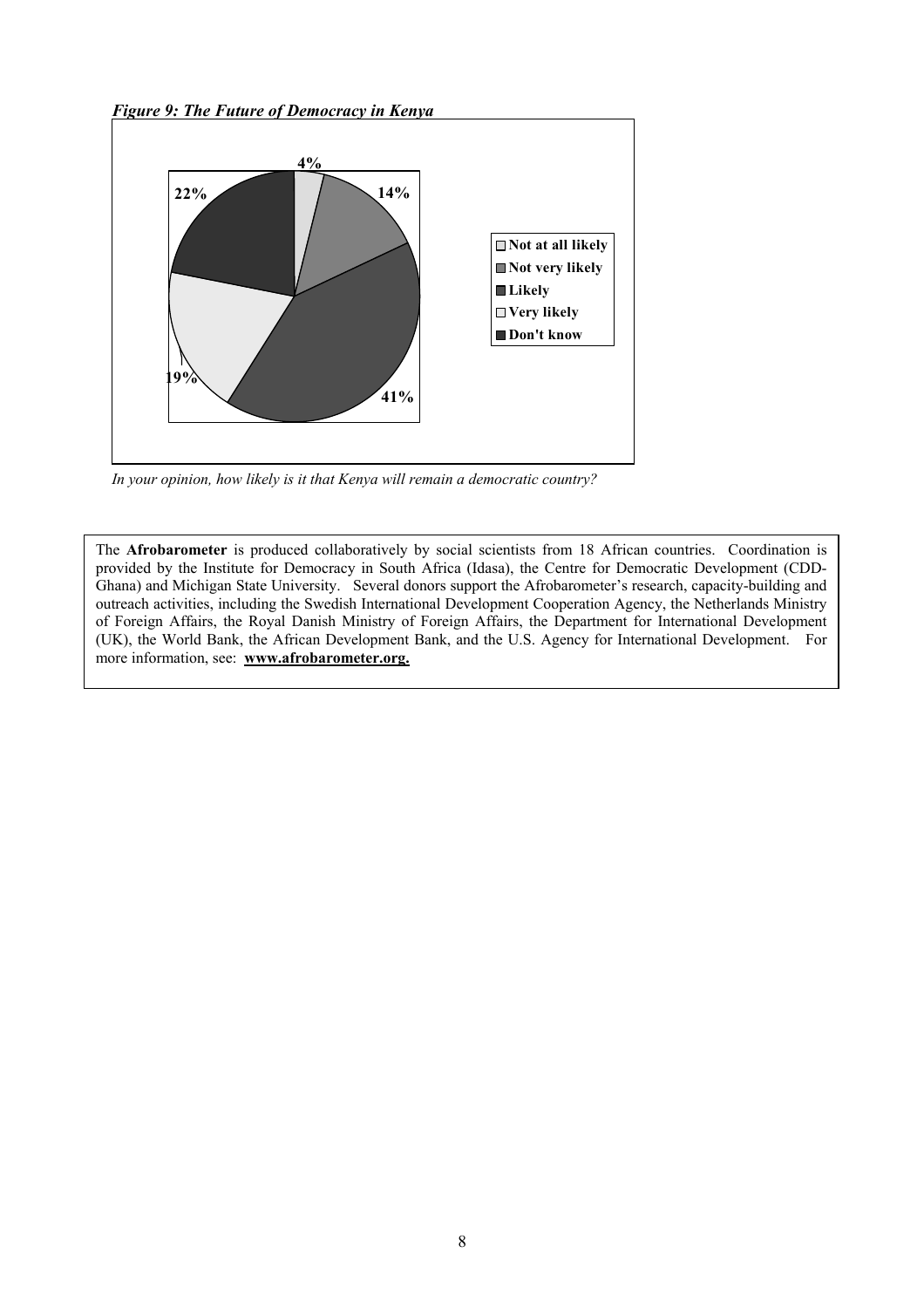*Figure 9: The Future of Democracy in Kenya*

4%

14%

22%

41%

19%

Not at all likely
Not very likely
Likely
Very likely
Don't know

*In your opinion, how likely is it that Kenya will remain a democratic country?*

The **Afrobarometer** is produced collaboratively by social scientists from 18 African countries. Coordination is provided by the Institute for Democracy in South Africa (Idasa), the Centre for Democratic Development (CDD-Ghana) and Michigan State University. Several donors support the Afrobarometer's research, capacity-building and outreach activities, including the Swedish International Development Cooperation Agency, the Netherlands Ministry of Foreign Affairs, the Royal Danish Ministry of Foreign Affairs, the Department for International Development (UK), the World Bank, the African Development Bank, and the U.S. Agency for International Development. For more information, see: **www.afrobarometer.org.**